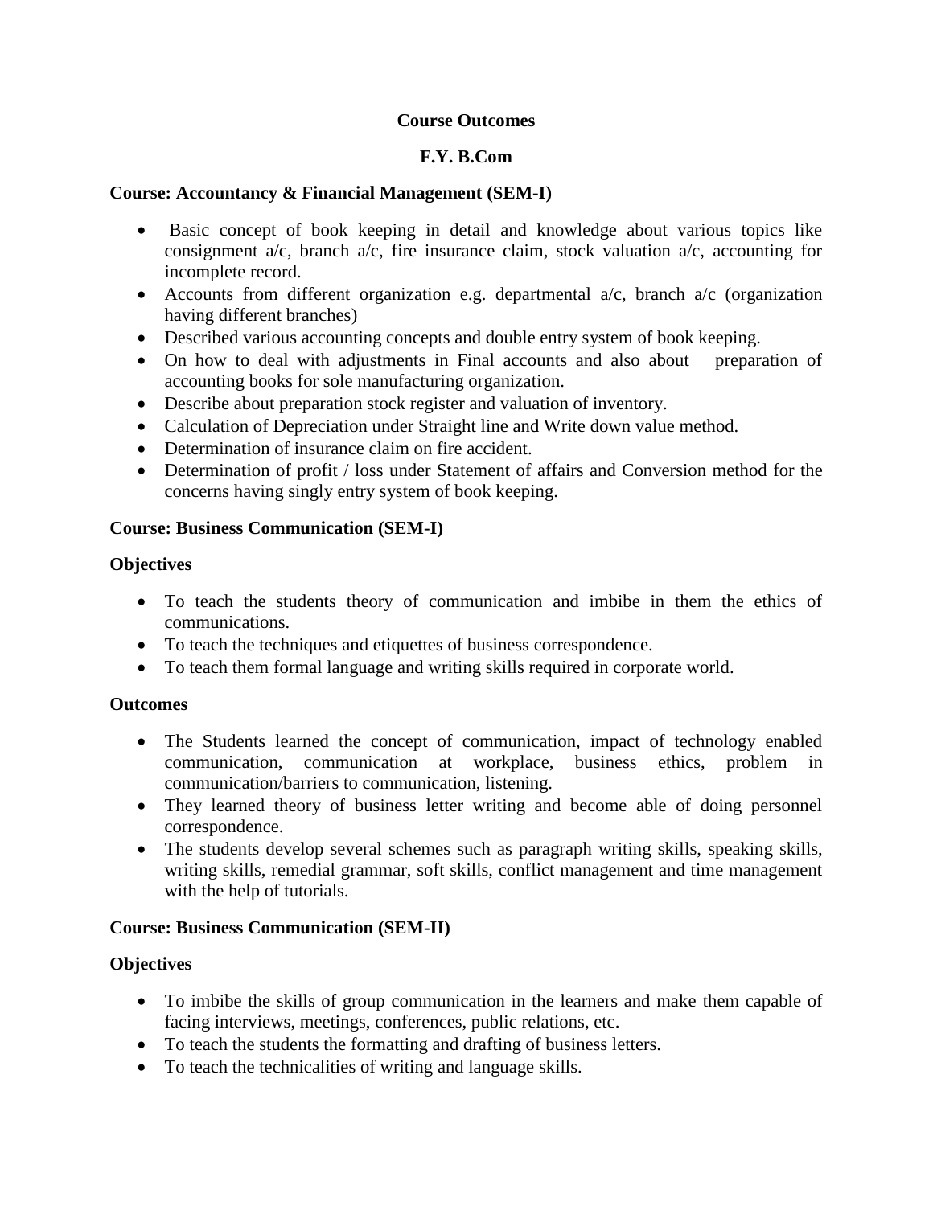**Course Outcomes**

**F.Y. B.Com**

**Course: Accountancy & Financial Management (SEM-I)**

- Basic concept of book keeping in detail and knowledge about various topics like consignment a/c, branch a/c, fire insurance claim, stock valuation a/c, accounting for incomplete record.
- Accounts from different organization e.g. departmental a/c, branch a/c (organization having different branches)
- Described various accounting concepts and double entry system of book keeping.
- On how to deal with adjustments in Final accounts and also about preparation of accounting books for sole manufacturing organization.
- Describe about preparation stock register and valuation of inventory.
- Calculation of Depreciation under Straight line and Write down value method.
- Determination of insurance claim on fire accident.
- Determination of profit / loss under Statement of affairs and Conversion method for the concerns having singly entry system of book keeping.

**Course: Business Communication (SEM-I)**

**Objectives**

- To teach the students theory of communication and imbibe in them the ethics of communications.
- To teach the techniques and etiquettes of business correspondence.
- To teach them formal language and writing skills required in corporate world.

**Outcomes**

- The Students learned the concept of communication, impact of technology enabled communication, communication at workplace, business ethics, problem in communication/barriers to communication, listening.
- They learned theory of business letter writing and become able of doing personnel correspondence.
- The students develop several schemes such as paragraph writing skills, speaking skills, writing skills, remedial grammar, soft skills, conflict management and time management with the help of tutorials.

**Course: Business Communication (SEM-II)**

**Objectives**

- To imbibe the skills of group communication in the learners and make them capable of facing interviews, meetings, conferences, public relations, etc.
- To teach the students the formatting and drafting of business letters.
- To teach the technicalities of writing and language skills.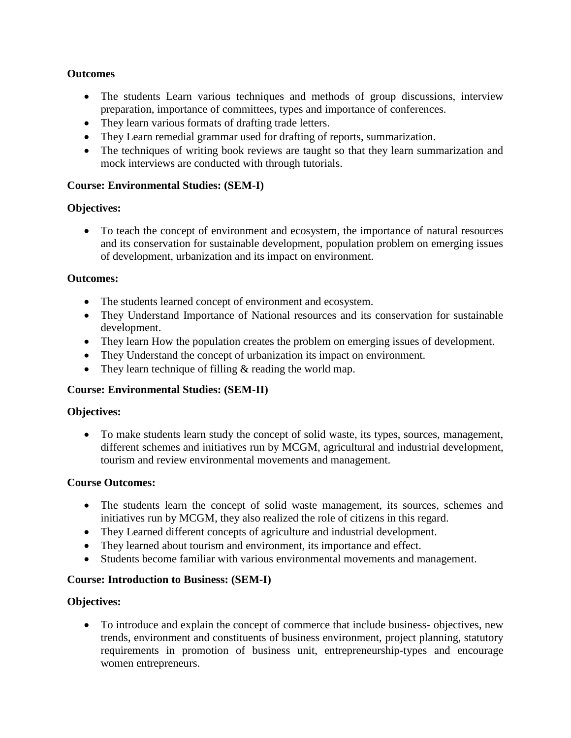**Outcomes**

- The students Learn various techniques and methods of group discussions, interview preparation, importance of committees, types and importance of conferences.
- They learn various formats of drafting trade letters.
- They Learn remedial grammar used for drafting of reports, summarization.
- The techniques of writing book reviews are taught so that they learn summarization and mock interviews are conducted with through tutorials.

**Course: Environmental Studies: (SEM-I)**

**Objectives:**

- To teach the concept of environment and ecosystem, the importance of natural resources and its conservation for sustainable development, population problem on emerging issues of development, urbanization and its impact on environment.

**Outcomes:**

- The students learned concept of environment and ecosystem.
- They Understand Importance of National resources and its conservation for sustainable development.
- They learn How the population creates the problem on emerging issues of development.
- They Understand the concept of urbanization its impact on environment.
- They learn technique of filling & reading the world map.

**Course: Environmental Studies: (SEM-II)**

**Objectives:**

- To make students learn study the concept of solid waste, its types, sources, management, different schemes and initiatives run by MCGM, agricultural and industrial development, tourism and review environmental movements and management.

**Course Outcomes:**

- The students learn the concept of solid waste management, its sources, schemes and initiatives run by MCGM, they also realized the role of citizens in this regard.
- They Learned different concepts of agriculture and industrial development.
- They learned about tourism and environment, its importance and effect.
- Students become familiar with various environmental movements and management.

**Course: Introduction to Business: (SEM-I)**

**Objectives:**

- To introduce and explain the concept of commerce that include business- objectives, new trends, environment and constituents of business environment, project planning, statutory requirements in promotion of business unit, entrepreneurship-types and encourage women entrepreneurs.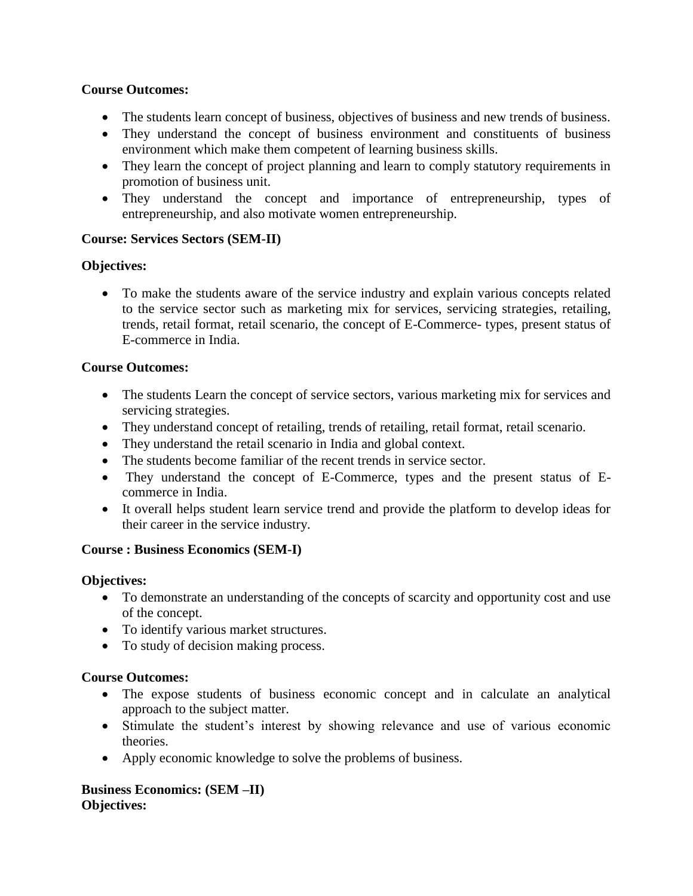**Course Outcomes:**

- The students learn concept of business, objectives of business and new trends of business.
- They understand the concept of business environment and constituents of business environment which make them competent of learning business skills.
- They learn the concept of project planning and learn to comply statutory requirements in promotion of business unit.
- They understand the concept and importance of entrepreneurship, types of entrepreneurship, and also motivate women entrepreneurship.

**Course: Services Sectors (SEM-II)**

**Objectives:**

- To make the students aware of the service industry and explain various concepts related to the service sector such as marketing mix for services, servicing strategies, retailing, trends, retail format, retail scenario, the concept of E-Commerce- types, present status of E-commerce in India.

**Course Outcomes:**

- The students Learn the concept of service sectors, various marketing mix for services and servicing strategies.
- They understand concept of retailing, trends of retailing, retail format, retail scenario.
- They understand the retail scenario in India and global context.
- The students become familiar of the recent trends in service sector.
- They understand the concept of E-Commerce, types and the present status of E-commerce in India.
- It overall helps student learn service trend and provide the platform to develop ideas for their career in the service industry.

**Course : Business Economics (SEM-I)**

**Objectives:**

- To demonstrate an understanding of the concepts of scarcity and opportunity cost and use of the concept.
- To identify various market structures.
- To study of decision making process.

**Course Outcomes:**

- The expose students of business economic concept and in calculate an analytical approach to the subject matter.
- Stimulate the student's interest by showing relevance and use of various economic theories.
- Apply economic knowledge to solve the problems of business.

**Business Economics: (SEM –II)**
**Objectives:**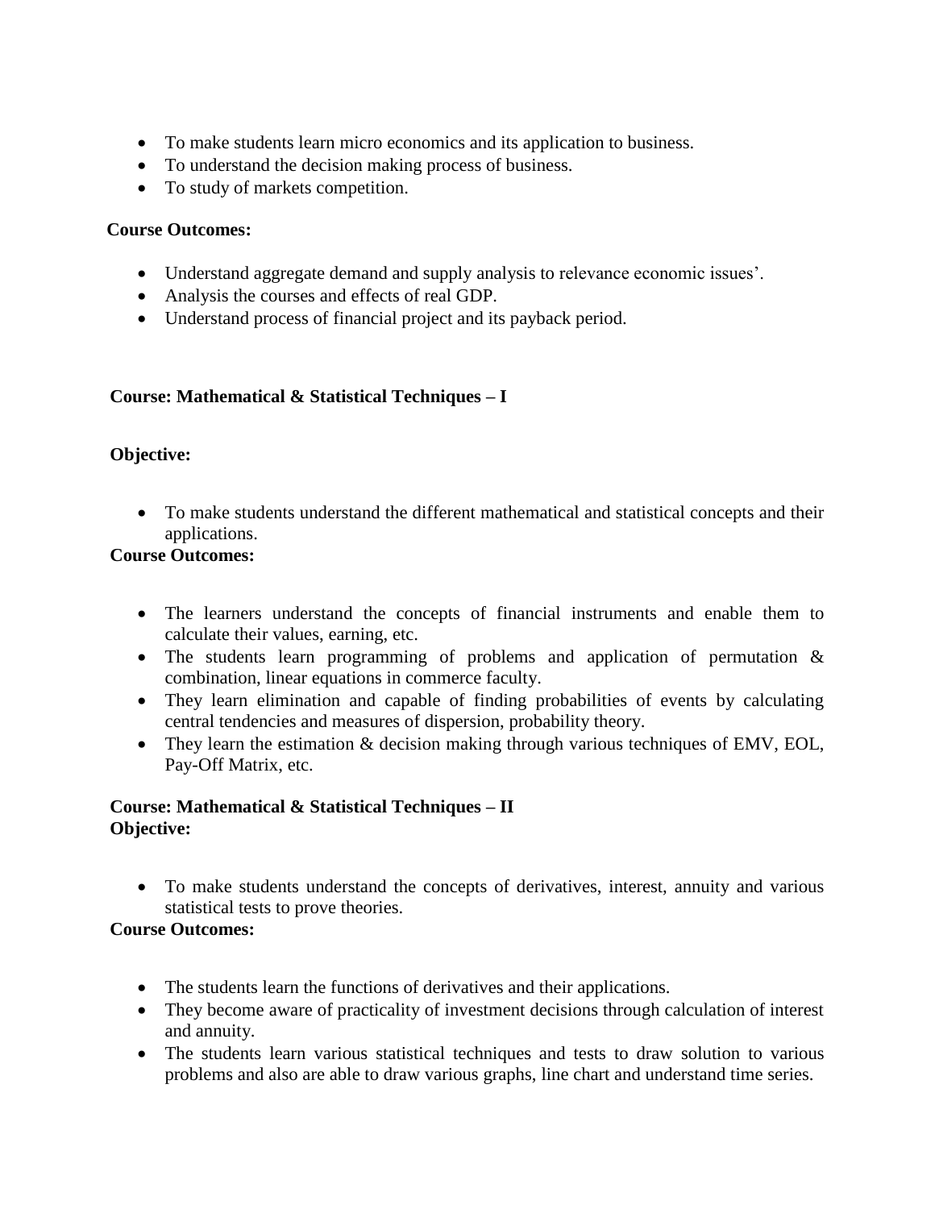- To make students learn micro economics and its application to business.
- To understand the decision making process of business.
- To study of markets competition.

**Course Outcomes:**

- Understand aggregate demand and supply analysis to relevance economic issues'.
- Analysis the courses and effects of real GDP.
- Understand process of financial project and its payback period.

**Course: Mathematical & Statistical Techniques – I**

**Objective:**

- To make students understand the different mathematical and statistical concepts and their applications.

**Course Outcomes:**

- The learners understand the concepts of financial instruments and enable them to calculate their values, earning, etc.
- The students learn programming of problems and application of permutation & combination, linear equations in commerce faculty.
- They learn elimination and capable of finding probabilities of events by calculating central tendencies and measures of dispersion, probability theory.
- They learn the estimation & decision making through various techniques of EMV, EOL, Pay-Off Matrix, etc.

**Course: Mathematical & Statistical Techniques – II**
**Objective:**

- To make students understand the concepts of derivatives, interest, annuity and various statistical tests to prove theories.

**Course Outcomes:**

- The students learn the functions of derivatives and their applications.
- They become aware of practicality of investment decisions through calculation of interest and annuity.
- The students learn various statistical techniques and tests to draw solution to various problems and also are able to draw various graphs, line chart and understand time series.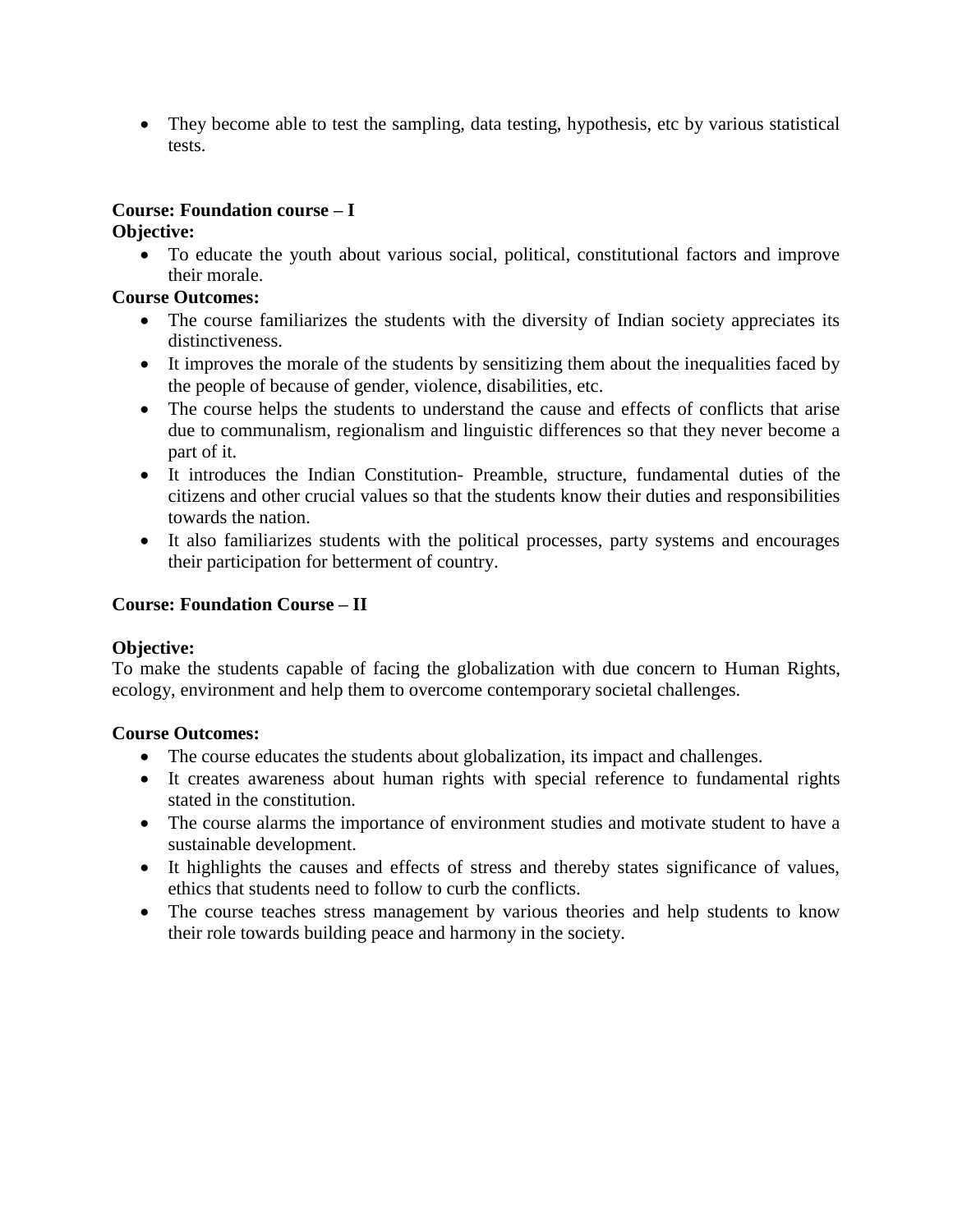- They become able to test the sampling, data testing, hypothesis, etc by various statistical tests.

**Course: Foundation course – I**
**Objective:**

- To educate the youth about various social, political, constitutional factors and improve their morale.

**Course Outcomes:**

- The course familiarizes the students with the diversity of Indian society appreciates its distinctiveness.
- It improves the morale of the students by sensitizing them about the inequalities faced by the people of because of gender, violence, disabilities, etc.
- The course helps the students to understand the cause and effects of conflicts that arise due to communalism, regionalism and linguistic differences so that they never become a part of it.
- It introduces the Indian Constitution- Preamble, structure, fundamental duties of the citizens and other crucial values so that the students know their duties and responsibilities towards the nation.
- It also familiarizes students with the political processes, party systems and encourages their participation for betterment of country.

**Course: Foundation Course – II**

**Objective:**
To make the students capable of facing the globalization with due concern to Human Rights, ecology, environment and help them to overcome contemporary societal challenges.

**Course Outcomes:**

- The course educates the students about globalization, its impact and challenges.
- It creates awareness about human rights with special reference to fundamental rights stated in the constitution.
- The course alarms the importance of environment studies and motivate student to have a sustainable development.
- It highlights the causes and effects of stress and thereby states significance of values, ethics that students need to follow to curb the conflicts.
- The course teaches stress management by various theories and help students to know their role towards building peace and harmony in the society.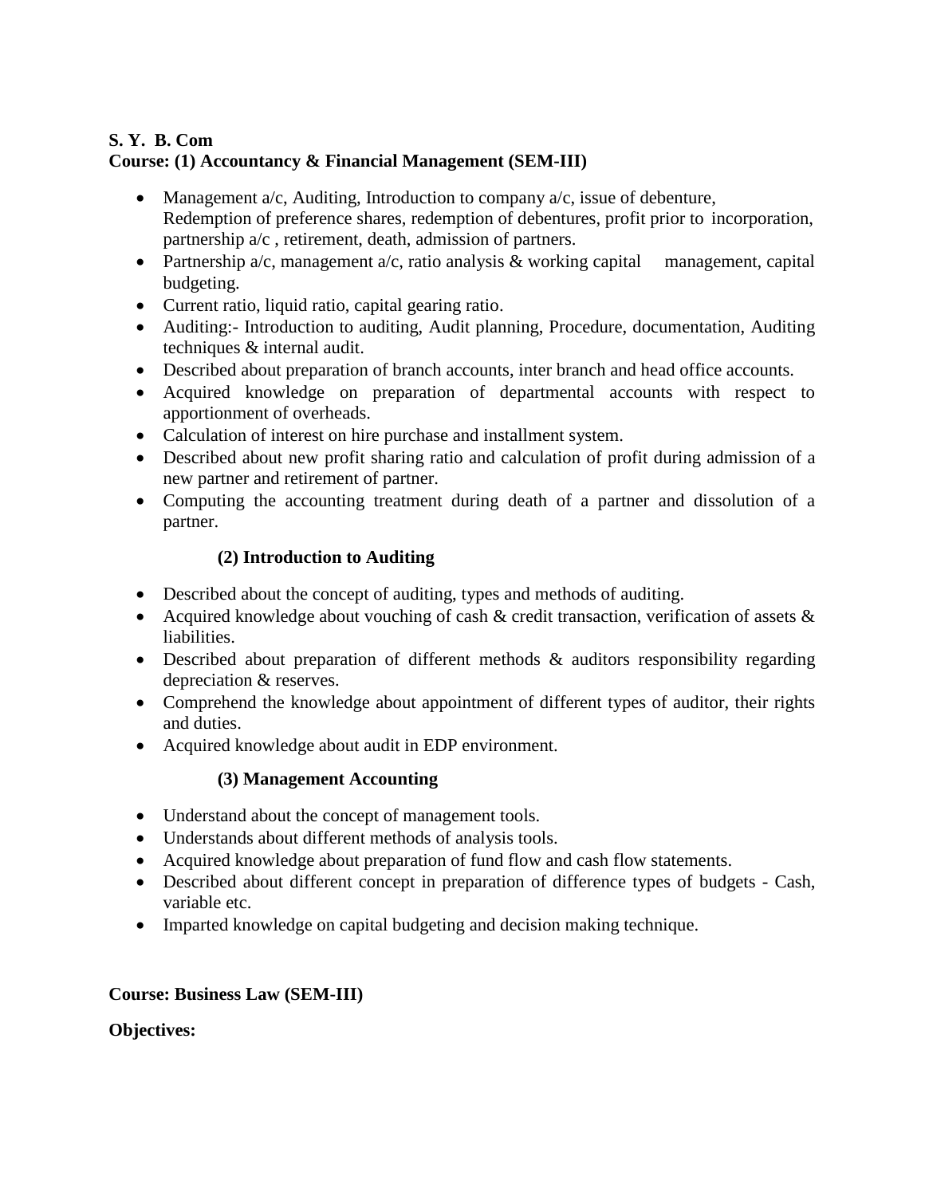**S. Y. B. Com**
**Course: (1) Accountancy & Financial Management (SEM-III)**

- Management a/c, Auditing, Introduction to company a/c, issue of debenture, Redemption of preference shares, redemption of debentures, profit prior to incorporation, partnership a/c , retirement, death, admission of partners.
- Partnership a/c, management a/c, ratio analysis & working capital management, capital budgeting.
- Current ratio, liquid ratio, capital gearing ratio.
- Auditing:- Introduction to auditing, Audit planning, Procedure, documentation, Auditing techniques & internal audit.
- Described about preparation of branch accounts, inter branch and head office accounts.
- Acquired knowledge on preparation of departmental accounts with respect to apportionment of overheads.
- Calculation of interest on hire purchase and installment system.
- Described about new profit sharing ratio and calculation of profit during admission of a new partner and retirement of partner.
- Computing the accounting treatment during death of a partner and dissolution of a partner.

**(2) Introduction to Auditing**

- Described about the concept of auditing, types and methods of auditing.
- Acquired knowledge about vouching of cash & credit transaction, verification of assets & liabilities.
- Described about preparation of different methods & auditors responsibility regarding depreciation & reserves.
- Comprehend the knowledge about appointment of different types of auditor, their rights and duties.
- Acquired knowledge about audit in EDP environment.

**(3) Management Accounting**

- Understand about the concept of management tools.
- Understands about different methods of analysis tools.
- Acquired knowledge about preparation of fund flow and cash flow statements.
- Described about different concept in preparation of difference types of budgets - Cash, variable etc.
- Imparted knowledge on capital budgeting and decision making technique.

**Course: Business Law (SEM-III)**

**Objectives:**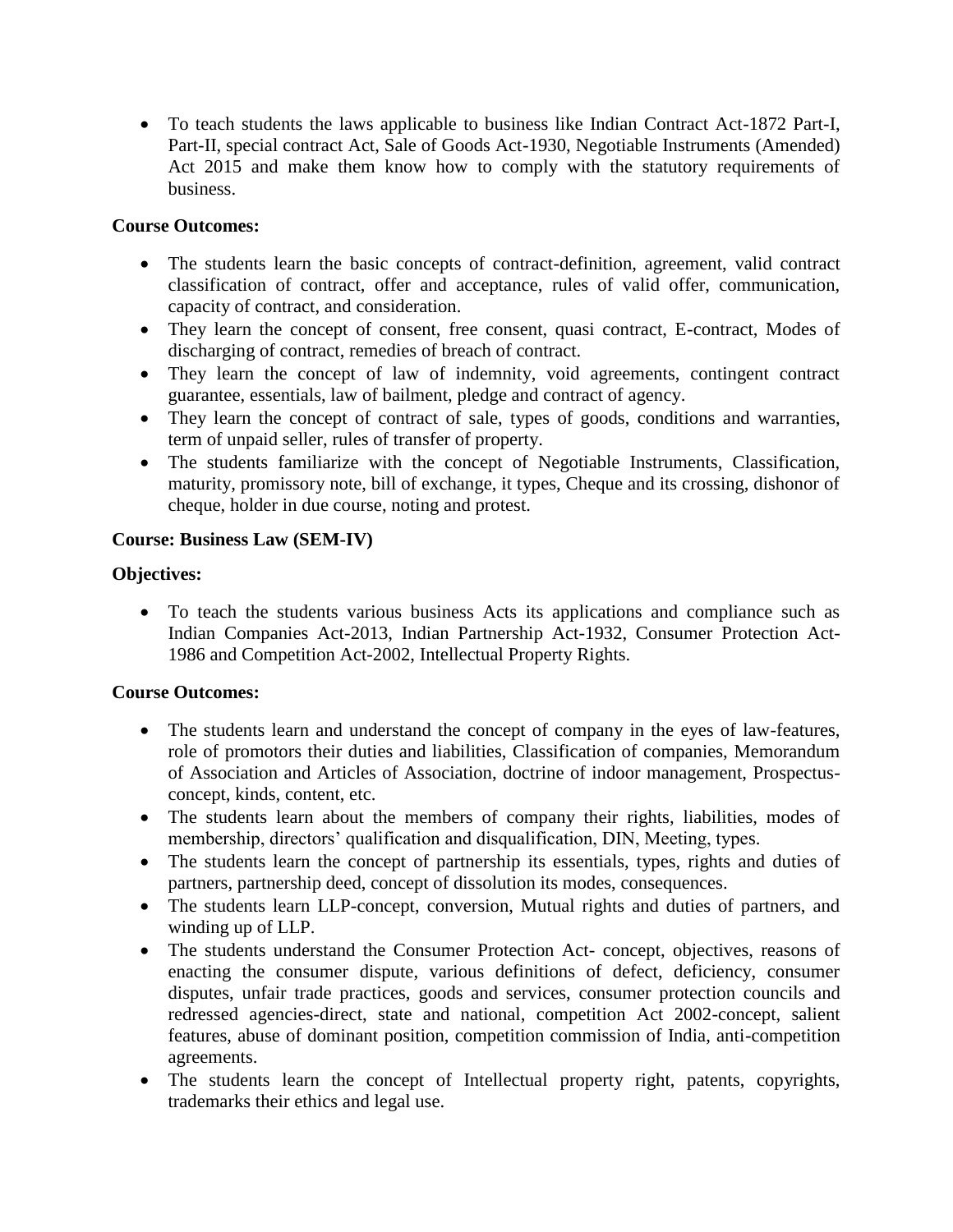- To teach students the laws applicable to business like Indian Contract Act-1872 Part-I, Part-II, special contract Act, Sale of Goods Act-1930, Negotiable Instruments (Amended) Act 2015 and make them know how to comply with the statutory requirements of business.

**Course Outcomes:**

- The students learn the basic concepts of contract-definition, agreement, valid contract classification of contract, offer and acceptance, rules of valid offer, communication, capacity of contract, and consideration.
- They learn the concept of consent, free consent, quasi contract, E-contract, Modes of discharging of contract, remedies of breach of contract.
- They learn the concept of law of indemnity, void agreements, contingent contract guarantee, essentials, law of bailment, pledge and contract of agency.
- They learn the concept of contract of sale, types of goods, conditions and warranties, term of unpaid seller, rules of transfer of property.
- The students familiarize with the concept of Negotiable Instruments, Classification, maturity, promissory note, bill of exchange, it types, Cheque and its crossing, dishonor of cheque, holder in due course, noting and protest.

**Course: Business Law (SEM-IV)**

**Objectives:**

- To teach the students various business Acts its applications and compliance such as Indian Companies Act-2013, Indian Partnership Act-1932, Consumer Protection Act-1986 and Competition Act-2002, Intellectual Property Rights.

**Course Outcomes:**

- The students learn and understand the concept of company in the eyes of law-features, role of promotors their duties and liabilities, Classification of companies, Memorandum of Association and Articles of Association, doctrine of indoor management, Prospectus-concept, kinds, content, etc.
- The students learn about the members of company their rights, liabilities, modes of membership, directors' qualification and disqualification, DIN, Meeting, types.
- The students learn the concept of partnership its essentials, types, rights and duties of partners, partnership deed, concept of dissolution its modes, consequences.
- The students learn LLP-concept, conversion, Mutual rights and duties of partners, and winding up of LLP.
- The students understand the Consumer Protection Act- concept, objectives, reasons of enacting the consumer dispute, various definitions of defect, deficiency, consumer disputes, unfair trade practices, goods and services, consumer protection councils and redressed agencies-direct, state and national, competition Act 2002-concept, salient features, abuse of dominant position, competition commission of India, anti-competition agreements.
- The students learn the concept of Intellectual property right, patents, copyrights, trademarks their ethics and legal use.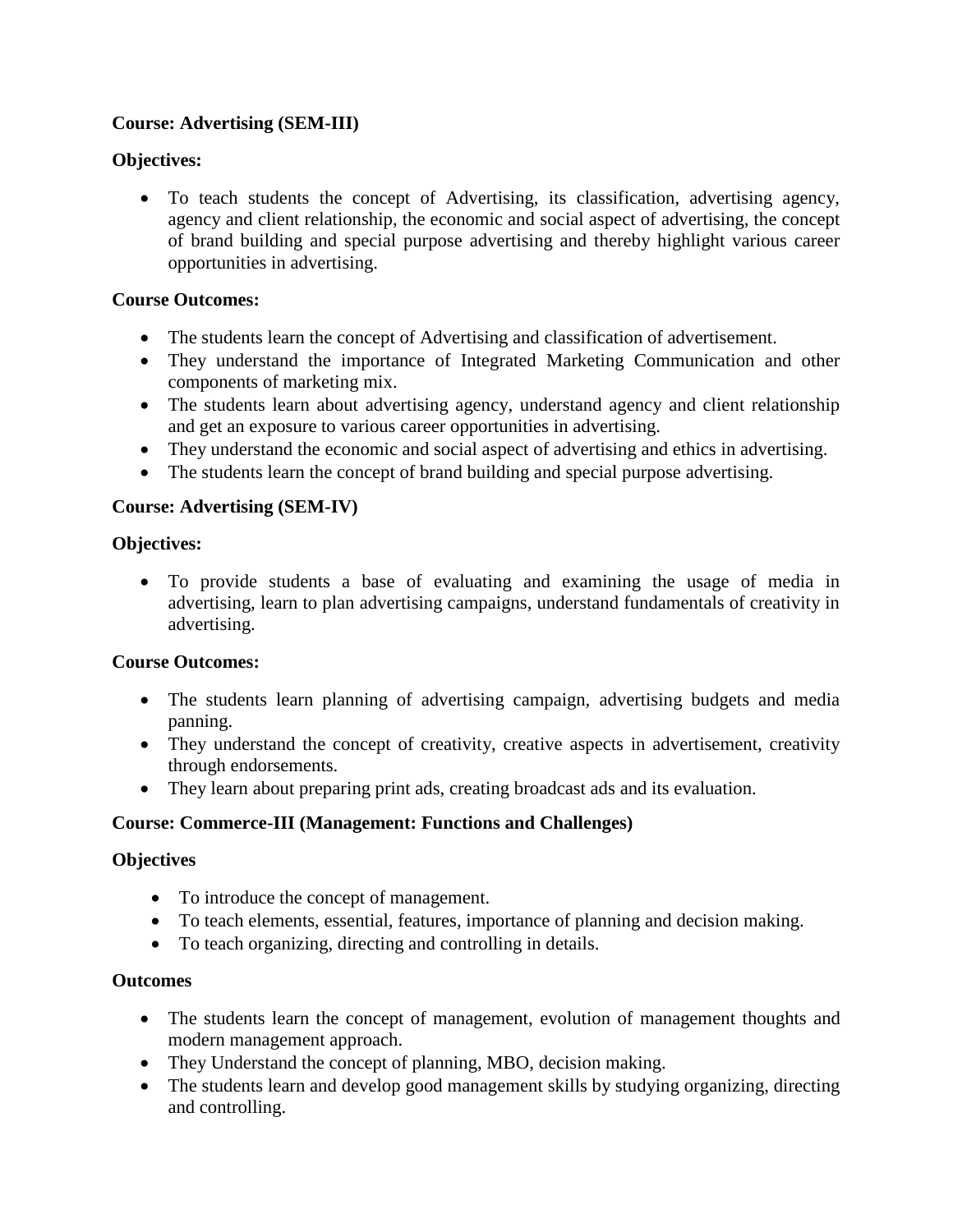**Course: Advertising (SEM-III)**

**Objectives:**

- To teach students the concept of Advertising, its classification, advertising agency, agency and client relationship, the economic and social aspect of advertising, the concept of brand building and special purpose advertising and thereby highlight various career opportunities in advertising.

**Course Outcomes:**

- The students learn the concept of Advertising and classification of advertisement.
- They understand the importance of Integrated Marketing Communication and other components of marketing mix.
- The students learn about advertising agency, understand agency and client relationship and get an exposure to various career opportunities in advertising.
- They understand the economic and social aspect of advertising and ethics in advertising.
- The students learn the concept of brand building and special purpose advertising.

**Course: Advertising (SEM-IV)**

**Objectives:**

- To provide students a base of evaluating and examining the usage of media in advertising, learn to plan advertising campaigns, understand fundamentals of creativity in advertising.

**Course Outcomes:**

- The students learn planning of advertising campaign, advertising budgets and media panning.
- They understand the concept of creativity, creative aspects in advertisement, creativity through endorsements.
- They learn about preparing print ads, creating broadcast ads and its evaluation.

**Course: Commerce-III (Management: Functions and Challenges)**

**Objectives**

- To introduce the concept of management.
- To teach elements, essential, features, importance of planning and decision making.
- To teach organizing, directing and controlling in details.

**Outcomes**

- The students learn the concept of management, evolution of management thoughts and modern management approach.
- They Understand the concept of planning, MBO, decision making.
- The students learn and develop good management skills by studying organizing, directing and controlling.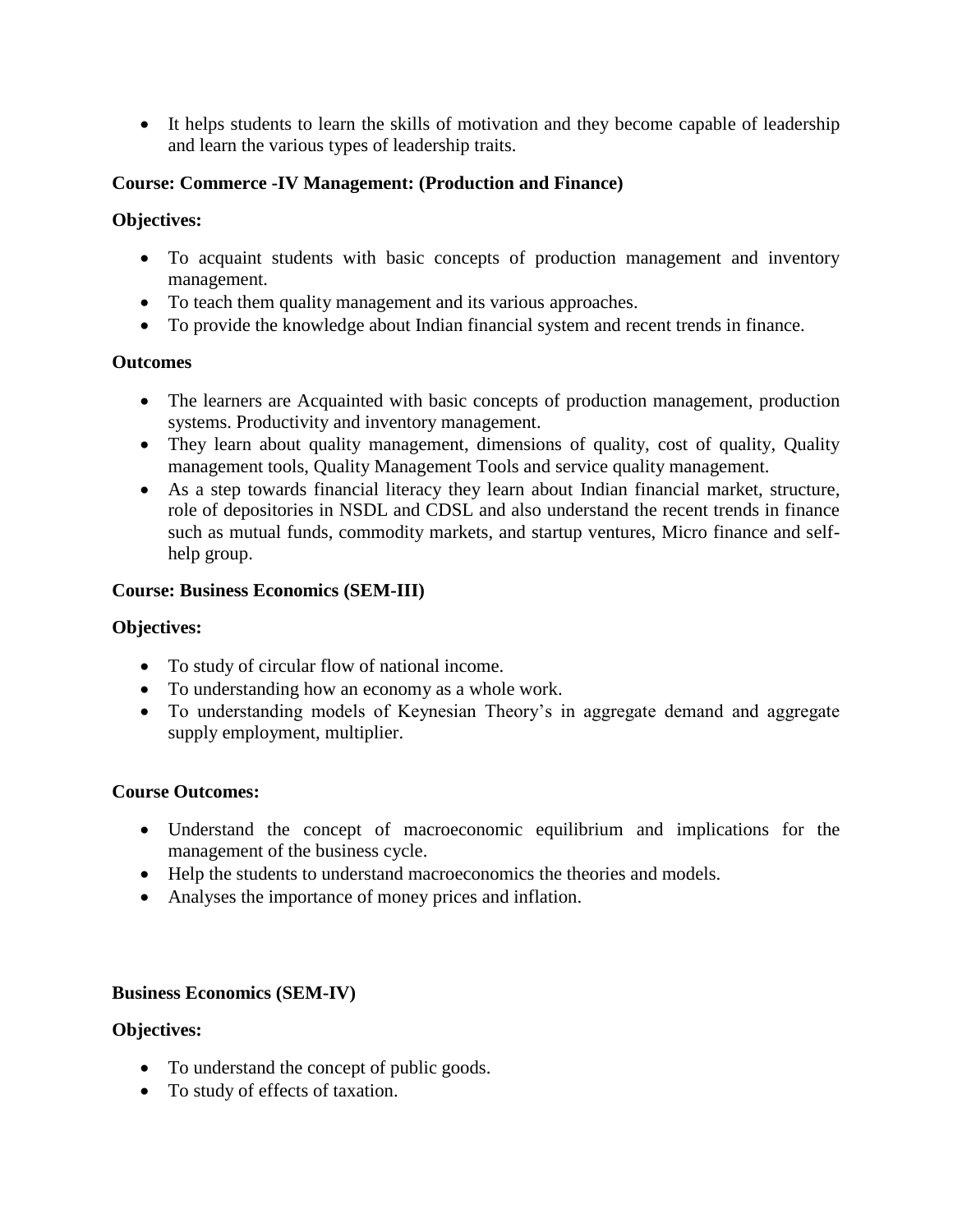- It helps students to learn the skills of motivation and they become capable of leadership and learn the various types of leadership traits.

**Course: Commerce -IV Management: (Production and Finance)**

**Objectives:**

- To acquaint students with basic concepts of production management and inventory management.
- To teach them quality management and its various approaches.
- To provide the knowledge about Indian financial system and recent trends in finance.

**Outcomes**

- The learners are Acquainted with basic concepts of production management, production systems. Productivity and inventory management.
- They learn about quality management, dimensions of quality, cost of quality, Quality management tools, Quality Management Tools and service quality management.
- As a step towards financial literacy they learn about Indian financial market, structure, role of depositories in NSDL and CDSL and also understand the recent trends in finance such as mutual funds, commodity markets, and startup ventures, Micro finance and self-help group.

**Course: Business Economics (SEM-III)**

**Objectives:**

- To study of circular flow of national income.
- To understanding how an economy as a whole work.
- To understanding models of Keynesian Theory's in aggregate demand and aggregate supply employment, multiplier.

**Course Outcomes:**

- Understand the concept of macroeconomic equilibrium and implications for the management of the business cycle.
- Help the students to understand macroeconomics the theories and models.
- Analyses the importance of money prices and inflation.

**Business Economics (SEM-IV)**

**Objectives:**

- To understand the concept of public goods.
- To study of effects of taxation.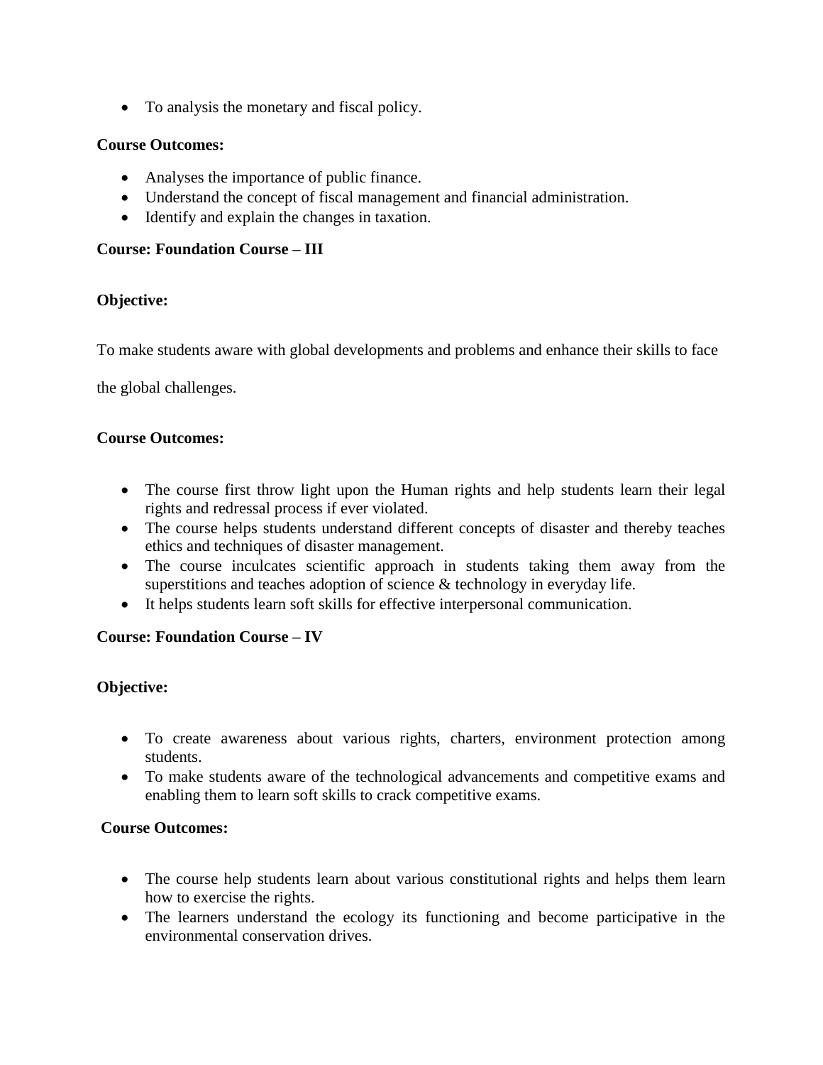- To analysis the monetary and fiscal policy.

**Course Outcomes:**

- Analyses the importance of public finance.
- Understand the concept of fiscal management and financial administration.
- Identify and explain the changes in taxation.

**Course: Foundation Course – III**

**Objective:**

To make students aware with global developments and problems and enhance their skills to face the global challenges.

**Course Outcomes:**

- The course first throw light upon the Human rights and help students learn their legal rights and redressal process if ever violated.
- The course helps students understand different concepts of disaster and thereby teaches ethics and techniques of disaster management.
- The course inculcates scientific approach in students taking them away from the superstitions and teaches adoption of science & technology in everyday life.
- It helps students learn soft skills for effective interpersonal communication.

**Course: Foundation Course – IV**

**Objective:**

- To create awareness about various rights, charters, environment protection among students.
- To make students aware of the technological advancements and competitive exams and enabling them to learn soft skills to crack competitive exams.

**Course Outcomes:**

- The course help students learn about various constitutional rights and helps them learn how to exercise the rights.
- The learners understand the ecology its functioning and become participative in the environmental conservation drives.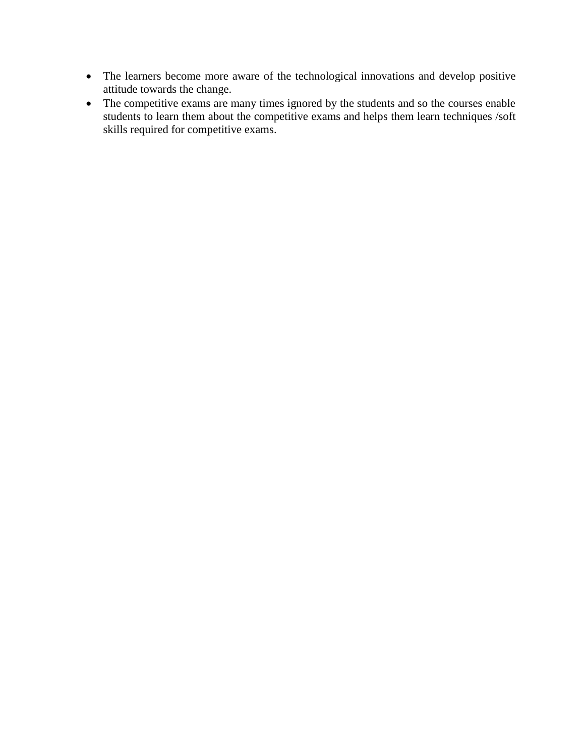- The learners become more aware of the technological innovations and develop positive attitude towards the change.
- The competitive exams are many times ignored by the students and so the courses enable students to learn them about the competitive exams and helps them learn techniques /soft skills required for competitive exams.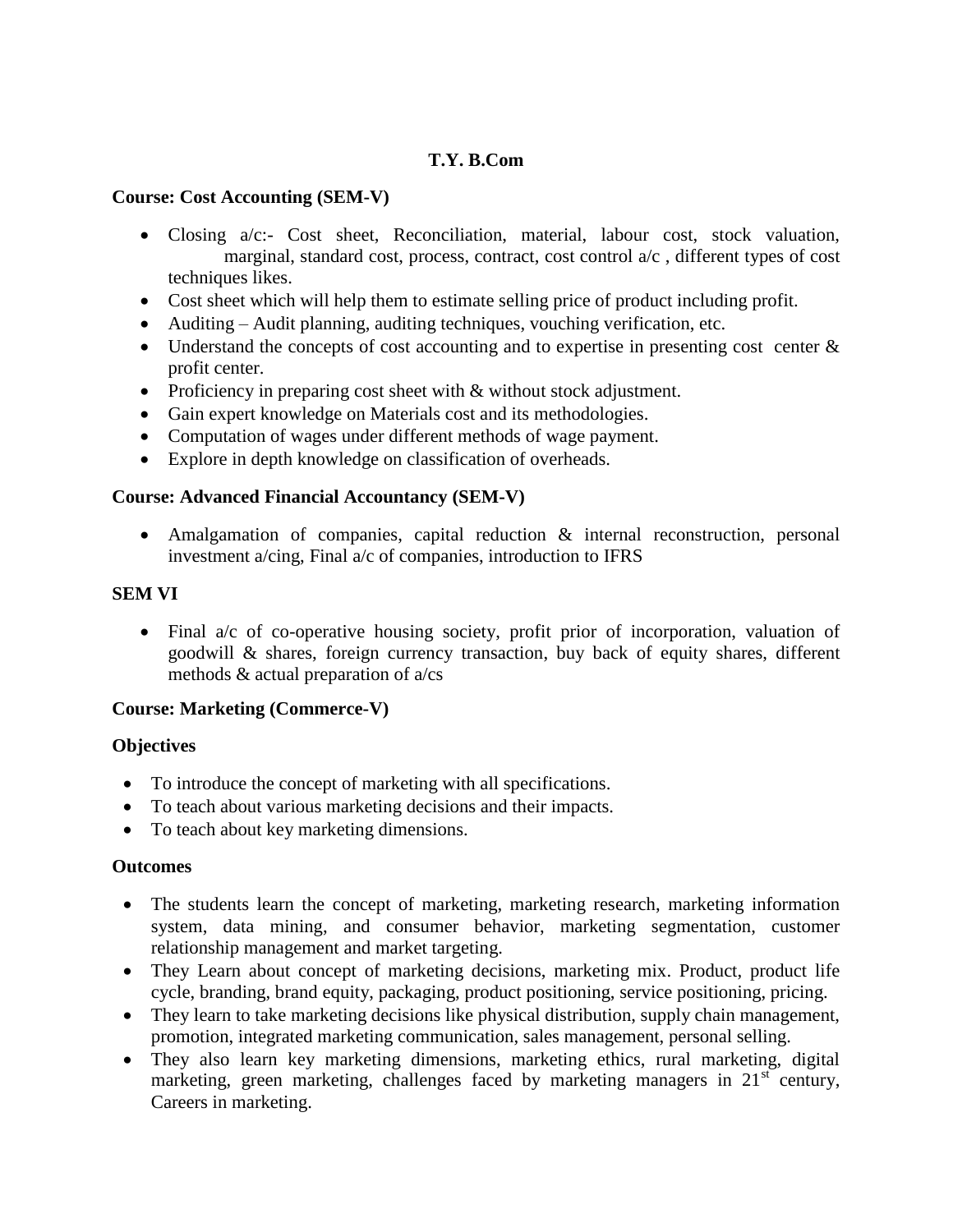# T.Y. B.Com

**Course: Cost Accounting (SEM-V)**

- Closing a/c:- Cost sheet, Reconciliation, material, labour cost, stock valuation, marginal, standard cost, process, contract, cost control a/c , different types of cost techniques likes.
- Cost sheet which will help them to estimate selling price of product including profit.
- Auditing – Audit planning, auditing techniques, vouching verification, etc.
- Understand the concepts of cost accounting and to expertise in presenting cost center & profit center.
- Proficiency in preparing cost sheet with & without stock adjustment.
- Gain expert knowledge on Materials cost and its methodologies.
- Computation of wages under different methods of wage payment.
- Explore in depth knowledge on classification of overheads.

**Course: Advanced Financial Accountancy (SEM-V)**

- Amalgamation of companies, capital reduction & internal reconstruction, personal investment a/cing, Final a/c of companies, introduction to IFRS

**SEM VI**

- Final a/c of co-operative housing society, profit prior of incorporation, valuation of goodwill & shares, foreign currency transaction, buy back of equity shares, different methods & actual preparation of a/cs

**Course: Marketing (Commerce-V)**

**Objectives**

- To introduce the concept of marketing with all specifications.
- To teach about various marketing decisions and their impacts.
- To teach about key marketing dimensions.

**Outcomes**

- The students learn the concept of marketing, marketing research, marketing information system, data mining, and consumer behavior, marketing segmentation, customer relationship management and market targeting.
- They Learn about concept of marketing decisions, marketing mix. Product, product life cycle, branding, brand equity, packaging, product positioning, service positioning, pricing.
- They learn to take marketing decisions like physical distribution, supply chain management, promotion, integrated marketing communication, sales management, personal selling.
- They also learn key marketing dimensions, marketing ethics, rural marketing, digital marketing, green marketing, challenges faced by marketing managers in 21st century, Careers in marketing.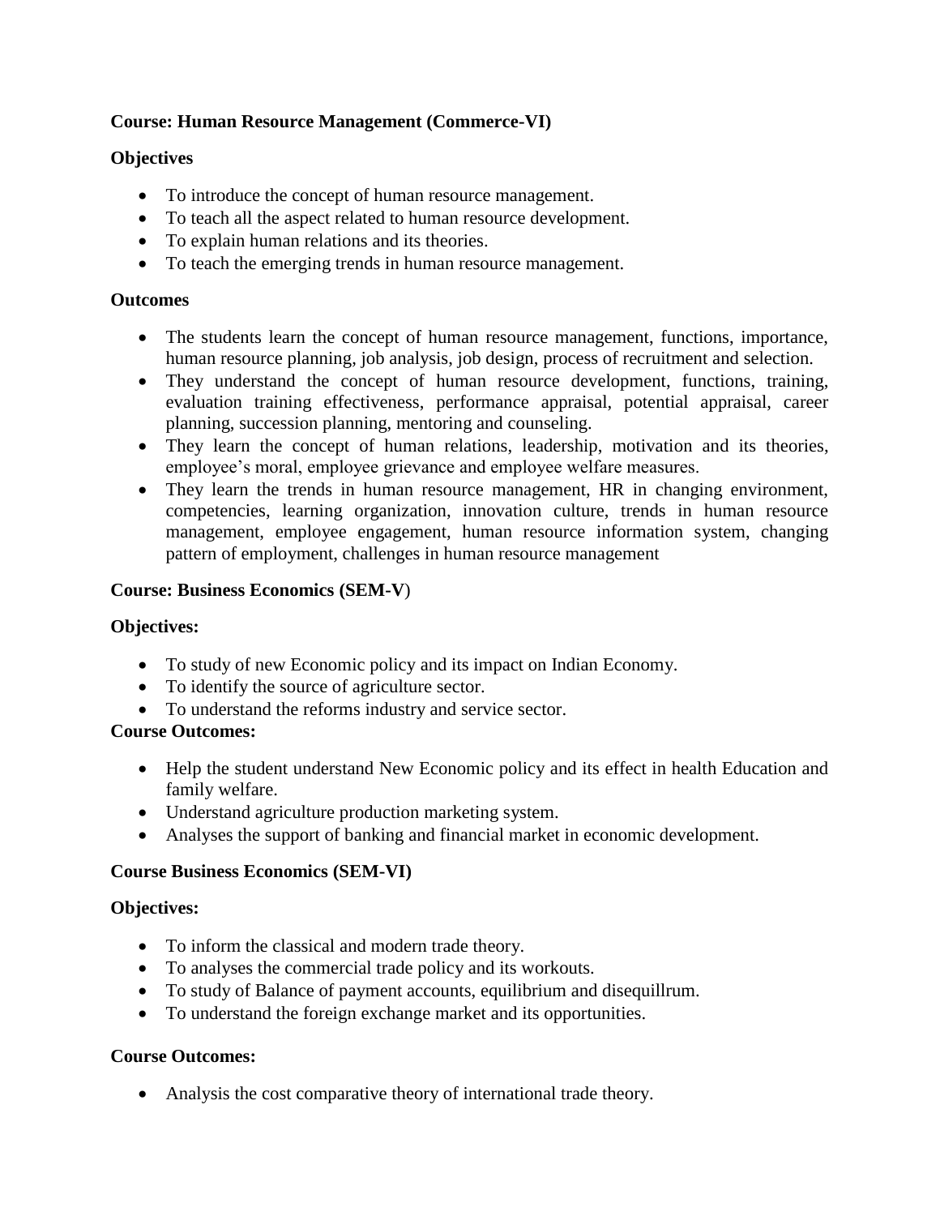**Course: Human Resource Management (Commerce-VI)**

**Objectives**

- To introduce the concept of human resource management.
- To teach all the aspect related to human resource development.
- To explain human relations and its theories.
- To teach the emerging trends in human resource management.

**Outcomes**

- The students learn the concept of human resource management, functions, importance, human resource planning, job analysis, job design, process of recruitment and selection.
- They understand the concept of human resource development, functions, training, evaluation training effectiveness, performance appraisal, potential appraisal, career planning, succession planning, mentoring and counseling.
- They learn the concept of human relations, leadership, motivation and its theories, employee's moral, employee grievance and employee welfare measures.
- They learn the trends in human resource management, HR in changing environment, competencies, learning organization, innovation culture, trends in human resource management, employee engagement, human resource information system, changing pattern of employment, challenges in human resource management

**Course: Business Economics (SEM-V)**

**Objectives:**

- To study of new Economic policy and its impact on Indian Economy.
- To identify the source of agriculture sector.
- To understand the reforms industry and service sector.

**Course Outcomes:**

- Help the student understand New Economic policy and its effect in health Education and family welfare.
- Understand agriculture production marketing system.
- Analyses the support of banking and financial market in economic development.

**Course Business Economics (SEM-VI)**

**Objectives:**

- To inform the classical and modern trade theory.
- To analyses the commercial trade policy and its workouts.
- To study of Balance of payment accounts, equilibrium and disequillrum.
- To understand the foreign exchange market and its opportunities.

**Course Outcomes:**

- Analysis the cost comparative theory of international trade theory.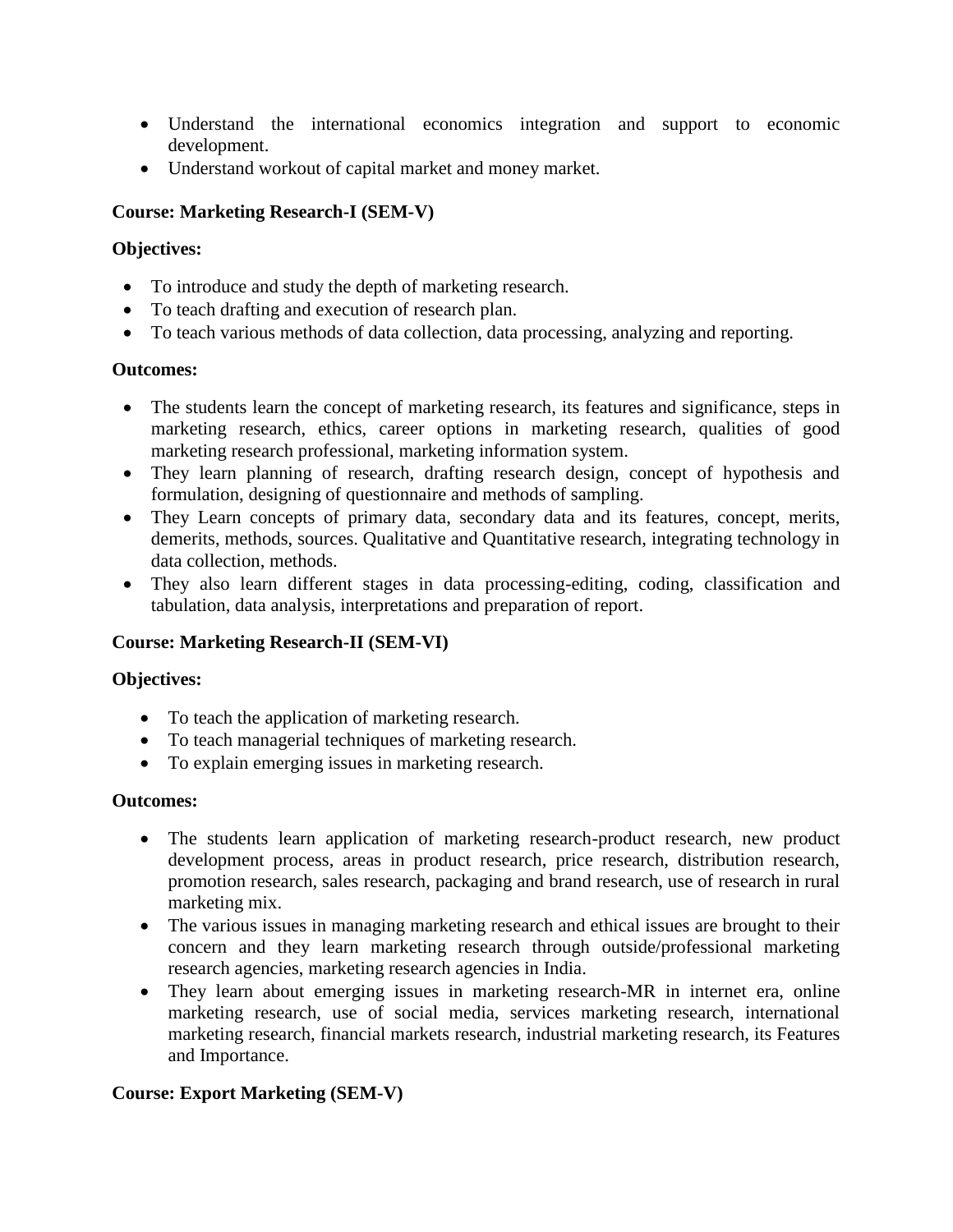- Understand the international economics integration and support to economic development.
- Understand workout of capital market and money market.

**Course: Marketing Research-I (SEM-V)**

**Objectives:**

- To introduce and study the depth of marketing research.
- To teach drafting and execution of research plan.
- To teach various methods of data collection, data processing, analyzing and reporting.

**Outcomes:**

- The students learn the concept of marketing research, its features and significance, steps in marketing research, ethics, career options in marketing research, qualities of good marketing research professional, marketing information system.
- They learn planning of research, drafting research design, concept of hypothesis and formulation, designing of questionnaire and methods of sampling.
- They Learn concepts of primary data, secondary data and its features, concept, merits, demerits, methods, sources. Qualitative and Quantitative research, integrating technology in data collection, methods.
- They also learn different stages in data processing-editing, coding, classification and tabulation, data analysis, interpretations and preparation of report.

**Course: Marketing Research-II (SEM-VI)**

**Objectives:**

- To teach the application of marketing research.
- To teach managerial techniques of marketing research.
- To explain emerging issues in marketing research.

**Outcomes:**

- The students learn application of marketing research-product research, new product development process, areas in product research, price research, distribution research, promotion research, sales research, packaging and brand research, use of research in rural marketing mix.
- The various issues in managing marketing research and ethical issues are brought to their concern and they learn marketing research through outside/professional marketing research agencies, marketing research agencies in India.
- They learn about emerging issues in marketing research-MR in internet era, online marketing research, use of social media, services marketing research, international marketing research, financial markets research, industrial marketing research, its Features and Importance.

**Course: Export Marketing (SEM-V)**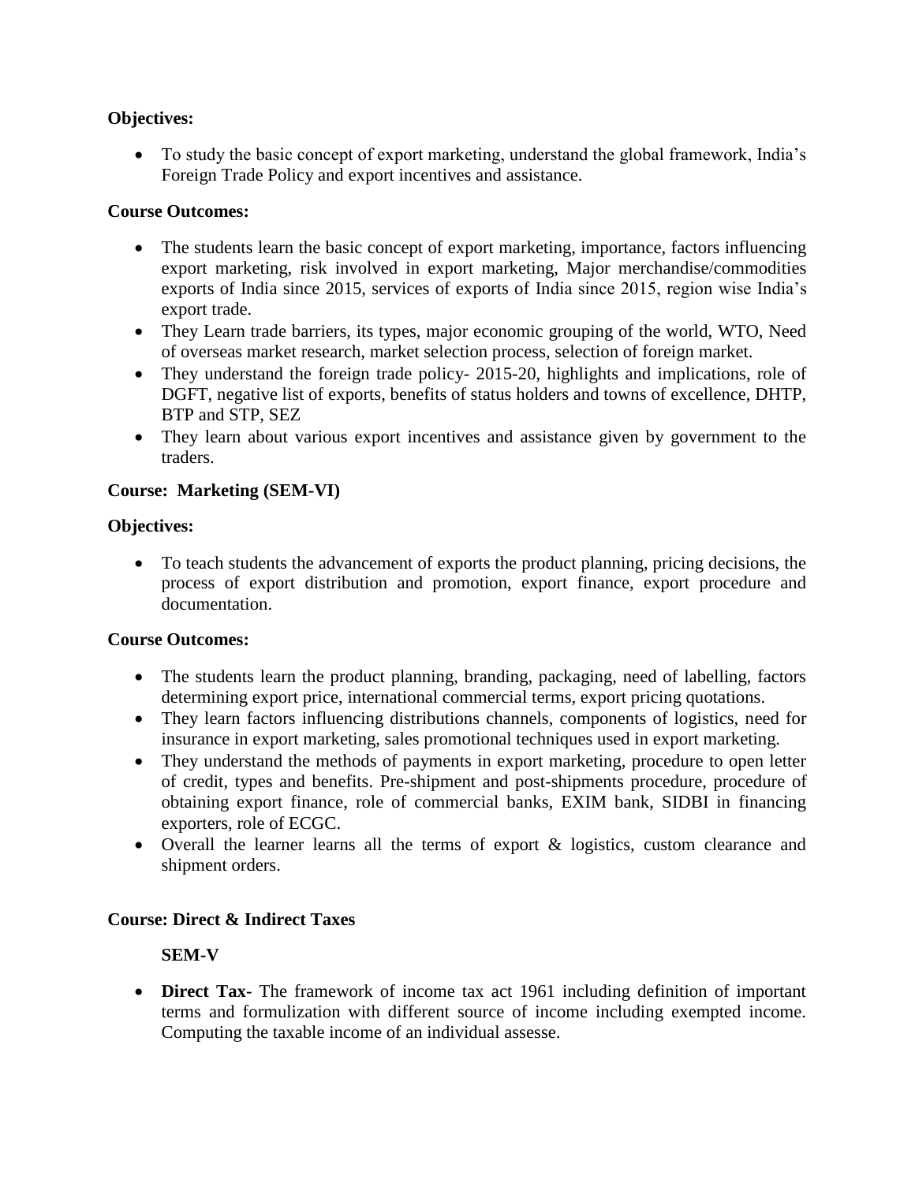**Objectives:**

- To study the basic concept of export marketing, understand the global framework, India's Foreign Trade Policy and export incentives and assistance.

**Course Outcomes:**

- The students learn the basic concept of export marketing, importance, factors influencing export marketing, risk involved in export marketing, Major merchandise/commodities exports of India since 2015, services of exports of India since 2015, region wise India's export trade.
- They Learn trade barriers, its types, major economic grouping of the world, WTO, Need of overseas market research, market selection process, selection of foreign market.
- They understand the foreign trade policy- 2015-20, highlights and implications, role of DGFT, negative list of exports, benefits of status holders and towns of excellence, DHTP, BTP and STP, SEZ
- They learn about various export incentives and assistance given by government to the traders.

**Course: Marketing (SEM-VI)**

**Objectives:**

- To teach students the advancement of exports the product planning, pricing decisions, the process of export distribution and promotion, export finance, export procedure and documentation.

**Course Outcomes:**

- The students learn the product planning, branding, packaging, need of labelling, factors determining export price, international commercial terms, export pricing quotations.
- They learn factors influencing distributions channels, components of logistics, need for insurance in export marketing, sales promotional techniques used in export marketing.
- They understand the methods of payments in export marketing, procedure to open letter of credit, types and benefits. Pre-shipment and post-shipments procedure, procedure of obtaining export finance, role of commercial banks, EXIM bank, SIDBI in financing exporters, role of ECGC.
- Overall the learner learns all the terms of export & logistics, custom clearance and shipment orders.

**Course: Direct & Indirect Taxes**

**SEM-V**

- **Direct Tax-** The framework of income tax act 1961 including definition of important terms and formulization with different source of income including exempted income. Computing the taxable income of an individual assesse.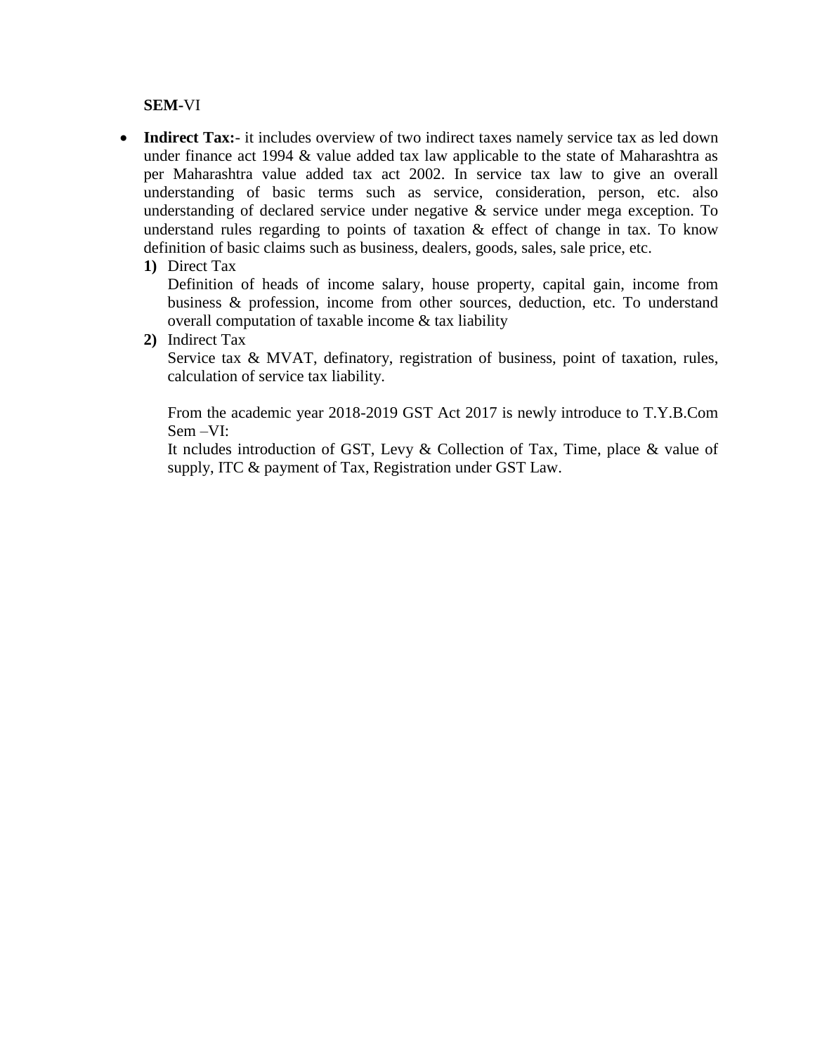**SEM-**VI

- **Indirect Tax:**- it includes overview of two indirect taxes namely service tax as led down under finance act 1994 & value added tax law applicable to the state of Maharashtra as per Maharashtra value added tax act 2002. In service tax law to give an overall understanding of basic terms such as service, consideration, person, etc. also understanding of declared service under negative & service under mega exception. To understand rules regarding to points of taxation & effect of change in tax. To know definition of basic claims such as business, dealers, goods, sales, sale price, etc.

  **1)** Direct Tax
  Definition of heads of income salary, house property, capital gain, income from business & profession, income from other sources, deduction, etc. To understand overall computation of taxable income & tax liability

  **2)** Indirect Tax
  Service tax & MVAT, definatory, registration of business, point of taxation, rules, calculation of service tax liability.

  From the academic year 2018-2019 GST Act 2017 is newly introduce to T.Y.B.Com Sem –VI:
  It ncludes introduction of GST, Levy & Collection of Tax, Time, place & value of supply, ITC & payment of Tax, Registration under GST Law.